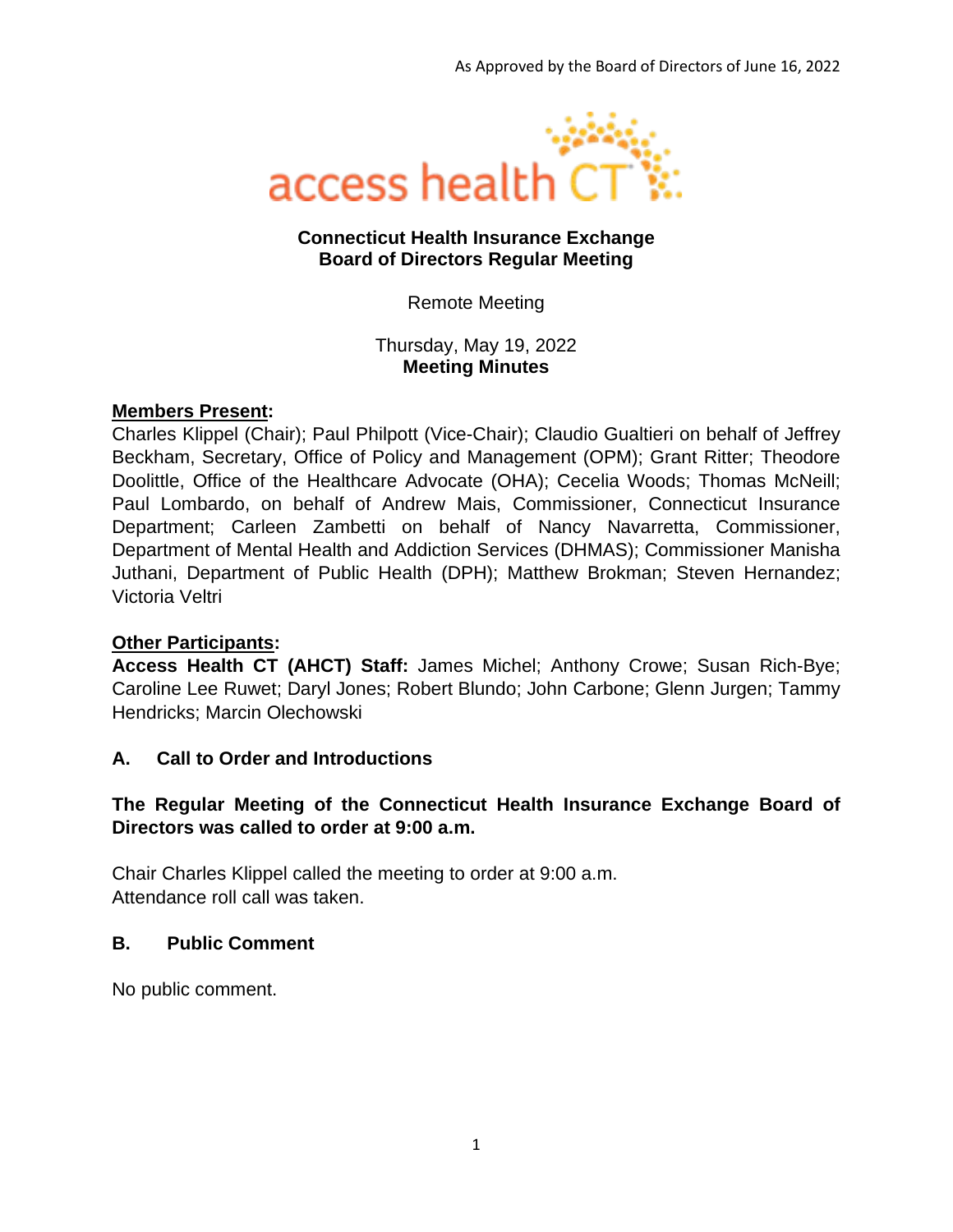As Approved by the Board of Directors of June 16, 2022

access health CT

**Connecticut Health Insurance Exchange**
**Board of Directors Regular Meeting**

Remote Meeting

Thursday, May 19, 2022
**Meeting Minutes**

**Members Present:**
Charles Klippel (Chair); Paul Philpott (Vice-Chair); Claudio Gualtieri on behalf of Jeffrey Beckham, Secretary, Office of Policy and Management (OPM); Grant Ritter; Theodore Doolittle, Office of the Healthcare Advocate (OHA); Cecelia Woods; Thomas McNeill; Paul Lombardo, on behalf of Andrew Mais, Commissioner, Connecticut Insurance Department; Carleen Zambetti on behalf of Nancy Navarretta, Commissioner, Department of Mental Health and Addiction Services (DHMAS); Commissioner Manisha Juthani, Department of Public Health (DPH); Matthew Brokman; Steven Hernandez; Victoria Veltri

**Other Participants:**
**Access Health CT (AHCT) Staff:** James Michel; Anthony Crowe; Susan Rich-Bye; Caroline Lee Ruwet; Daryl Jones; Robert Blundo; John Carbone; Glenn Jurgen; Tammy Hendricks; Marcin Olechowski

## A. Call to Order and Introductions

**The Regular Meeting of the Connecticut Health Insurance Exchange Board of Directors was called to order at 9:00 a.m.**

Chair Charles Klippel called the meeting to order at 9:00 a.m.
Attendance roll call was taken.

## B. Public Comment

No public comment.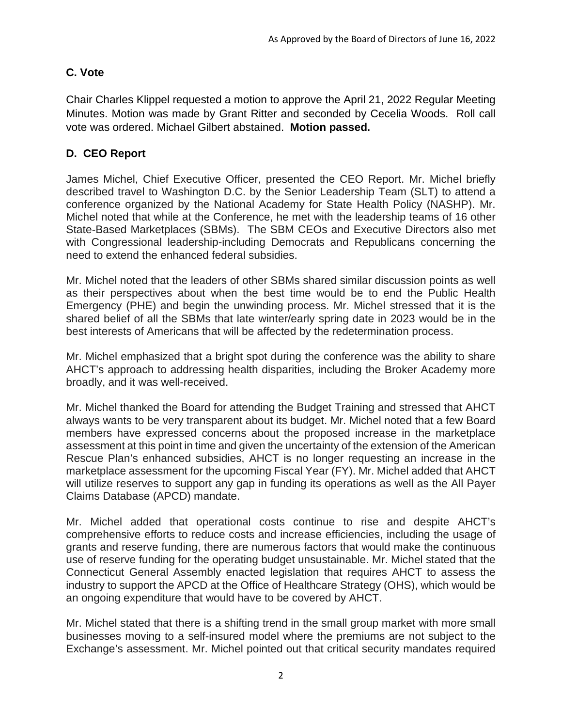## C. Vote

Chair Charles Klippel requested a motion to approve the April 21, 2022 Regular Meeting Minutes. Motion was made by Grant Ritter and seconded by Cecelia Woods. Roll call vote was ordered. Michael Gilbert abstained. **Motion passed.**

## D. CEO Report

James Michel, Chief Executive Officer, presented the CEO Report. Mr. Michel briefly described travel to Washington D.C. by the Senior Leadership Team (SLT) to attend a conference organized by the National Academy for State Health Policy (NASHP). Mr. Michel noted that while at the Conference, he met with the leadership teams of 16 other State-Based Marketplaces (SBMs). The SBM CEOs and Executive Directors also met with Congressional leadership-including Democrats and Republicans concerning the need to extend the enhanced federal subsidies.

Mr. Michel noted that the leaders of other SBMs shared similar discussion points as well as their perspectives about when the best time would be to end the Public Health Emergency (PHE) and begin the unwinding process. Mr. Michel stressed that it is the shared belief of all the SBMs that late winter/early spring date in 2023 would be in the best interests of Americans that will be affected by the redetermination process.

Mr. Michel emphasized that a bright spot during the conference was the ability to share AHCT's approach to addressing health disparities, including the Broker Academy more broadly, and it was well-received.

Mr. Michel thanked the Board for attending the Budget Training and stressed that AHCT always wants to be very transparent about its budget. Mr. Michel noted that a few Board members have expressed concerns about the proposed increase in the marketplace assessment at this point in time and given the uncertainty of the extension of the American Rescue Plan's enhanced subsidies, AHCT is no longer requesting an increase in the marketplace assessment for the upcoming Fiscal Year (FY). Mr. Michel added that AHCT will utilize reserves to support any gap in funding its operations as well as the All Payer Claims Database (APCD) mandate.

Mr. Michel added that operational costs continue to rise and despite AHCT's comprehensive efforts to reduce costs and increase efficiencies, including the usage of grants and reserve funding, there are numerous factors that would make the continuous use of reserve funding for the operating budget unsustainable. Mr. Michel stated that the Connecticut General Assembly enacted legislation that requires AHCT to assess the industry to support the APCD at the Office of Healthcare Strategy (OHS), which would be an ongoing expenditure that would have to be covered by AHCT.

Mr. Michel stated that there is a shifting trend in the small group market with more small businesses moving to a self-insured model where the premiums are not subject to the Exchange's assessment. Mr. Michel pointed out that critical security mandates required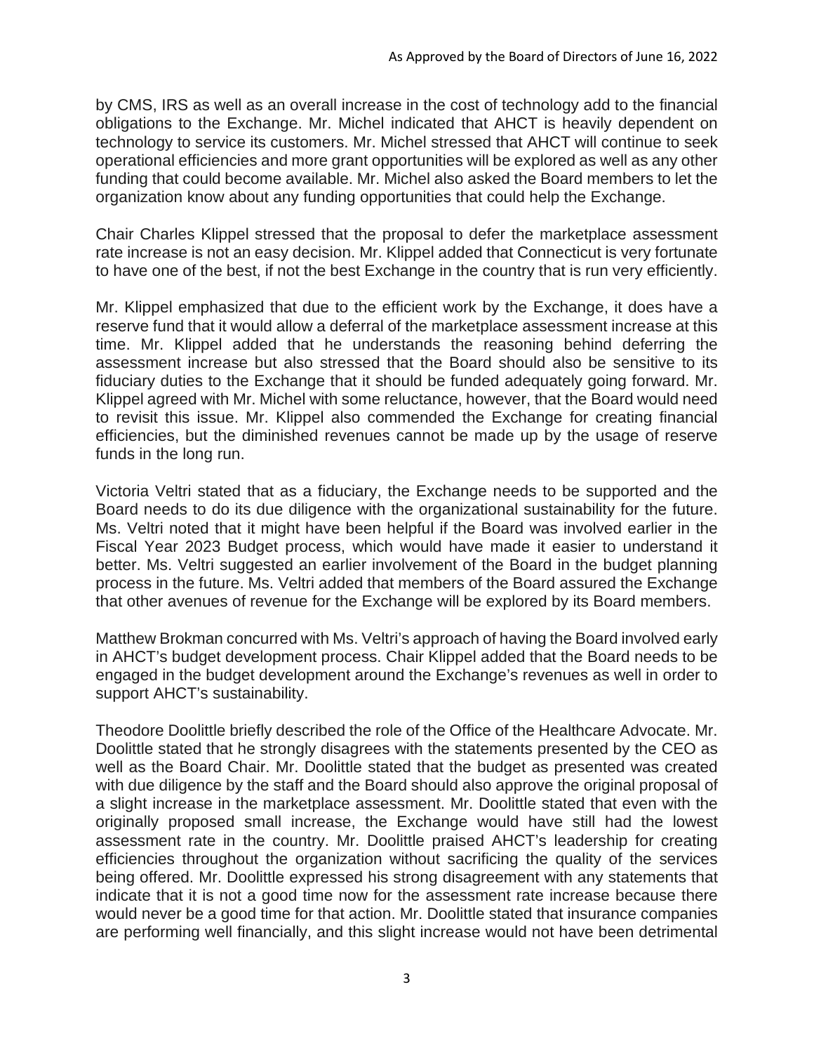by CMS, IRS as well as an overall increase in the cost of technology add to the financial obligations to the Exchange. Mr. Michel indicated that AHCT is heavily dependent on technology to service its customers. Mr. Michel stressed that AHCT will continue to seek operational efficiencies and more grant opportunities will be explored as well as any other funding that could become available. Mr. Michel also asked the Board members to let the organization know about any funding opportunities that could help the Exchange.

Chair Charles Klippel stressed that the proposal to defer the marketplace assessment rate increase is not an easy decision. Mr. Klippel added that Connecticut is very fortunate to have one of the best, if not the best Exchange in the country that is run very efficiently.

Mr. Klippel emphasized that due to the efficient work by the Exchange, it does have a reserve fund that it would allow a deferral of the marketplace assessment increase at this time. Mr. Klippel added that he understands the reasoning behind deferring the assessment increase but also stressed that the Board should also be sensitive to its fiduciary duties to the Exchange that it should be funded adequately going forward. Mr. Klippel agreed with Mr. Michel with some reluctance, however, that the Board would need to revisit this issue. Mr. Klippel also commended the Exchange for creating financial efficiencies, but the diminished revenues cannot be made up by the usage of reserve funds in the long run.

Victoria Veltri stated that as a fiduciary, the Exchange needs to be supported and the Board needs to do its due diligence with the organizational sustainability for the future. Ms. Veltri noted that it might have been helpful if the Board was involved earlier in the Fiscal Year 2023 Budget process, which would have made it easier to understand it better. Ms. Veltri suggested an earlier involvement of the Board in the budget planning process in the future. Ms. Veltri added that members of the Board assured the Exchange that other avenues of revenue for the Exchange will be explored by its Board members.

Matthew Brokman concurred with Ms. Veltri's approach of having the Board involved early in AHCT's budget development process. Chair Klippel added that the Board needs to be engaged in the budget development around the Exchange's revenues as well in order to support AHCT's sustainability.

Theodore Doolittle briefly described the role of the Office of the Healthcare Advocate. Mr. Doolittle stated that he strongly disagrees with the statements presented by the CEO as well as the Board Chair. Mr. Doolittle stated that the budget as presented was created with due diligence by the staff and the Board should also approve the original proposal of a slight increase in the marketplace assessment. Mr. Doolittle stated that even with the originally proposed small increase, the Exchange would have still had the lowest assessment rate in the country. Mr. Doolittle praised AHCT's leadership for creating efficiencies throughout the organization without sacrificing the quality of the services being offered. Mr. Doolittle expressed his strong disagreement with any statements that indicate that it is not a good time now for the assessment rate increase because there would never be a good time for that action. Mr. Doolittle stated that insurance companies are performing well financially, and this slight increase would not have been detrimental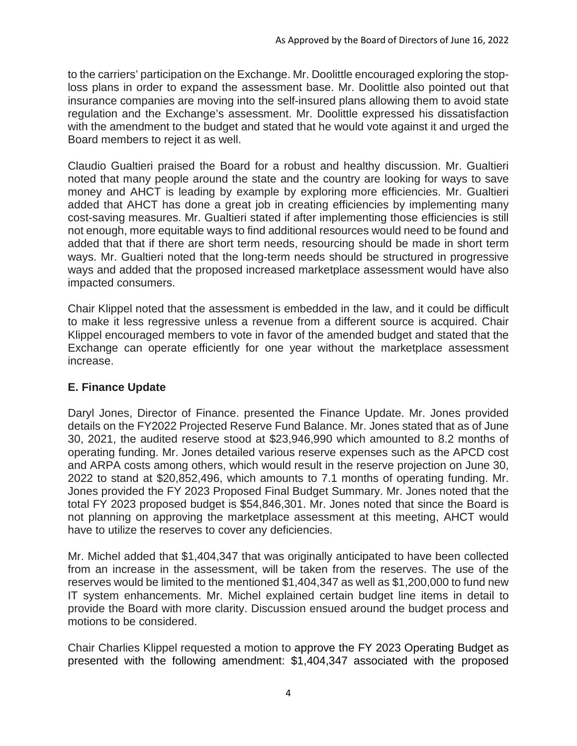to the carriers' participation on the Exchange. Mr. Doolittle encouraged exploring the stop-loss plans in order to expand the assessment base. Mr. Doolittle also pointed out that insurance companies are moving into the self-insured plans allowing them to avoid state regulation and the Exchange's assessment. Mr. Doolittle expressed his dissatisfaction with the amendment to the budget and stated that he would vote against it and urged the Board members to reject it as well.

Claudio Gualtieri praised the Board for a robust and healthy discussion. Mr. Gualtieri noted that many people around the state and the country are looking for ways to save money and AHCT is leading by example by exploring more efficiencies. Mr. Gualtieri added that AHCT has done a great job in creating efficiencies by implementing many cost-saving measures. Mr. Gualtieri stated if after implementing those efficiencies is still not enough, more equitable ways to find additional resources would need to be found and added that that if there are short term needs, resourcing should be made in short term ways. Mr. Gualtieri noted that the long-term needs should be structured in progressive ways and added that the proposed increased marketplace assessment would have also impacted consumers.

Chair Klippel noted that the assessment is embedded in the law, and it could be difficult to make it less regressive unless a revenue from a different source is acquired. Chair Klippel encouraged members to vote in favor of the amended budget and stated that the Exchange can operate efficiently for one year without the marketplace assessment increase.

### E. Finance Update

Daryl Jones, Director of Finance. presented the Finance Update. Mr. Jones provided details on the FY2022 Projected Reserve Fund Balance. Mr. Jones stated that as of June 30, 2021, the audited reserve stood at $23,946,990 which amounted to 8.2 months of operating funding. Mr. Jones detailed various reserve expenses such as the APCD cost and ARPA costs among others, which would result in the reserve projection on June 30, 2022 to stand at $20,852,496, which amounts to 7.1 months of operating funding. Mr. Jones provided the FY 2023 Proposed Final Budget Summary. Mr. Jones noted that the total FY 2023 proposed budget is $54,846,301. Mr. Jones noted that since the Board is not planning on approving the marketplace assessment at this meeting, AHCT would have to utilize the reserves to cover any deficiencies.

Mr. Michel added that $1,404,347 that was originally anticipated to have been collected from an increase in the assessment, will be taken from the reserves. The use of the reserves would be limited to the mentioned $1,404,347 as well as $1,200,000 to fund new IT system enhancements. Mr. Michel explained certain budget line items in detail to provide the Board with more clarity. Discussion ensued around the budget process and motions to be considered.

Chair Charlies Klippel requested a motion to approve the FY 2023 Operating Budget as presented with the following amendment: $1,404,347 associated with the proposed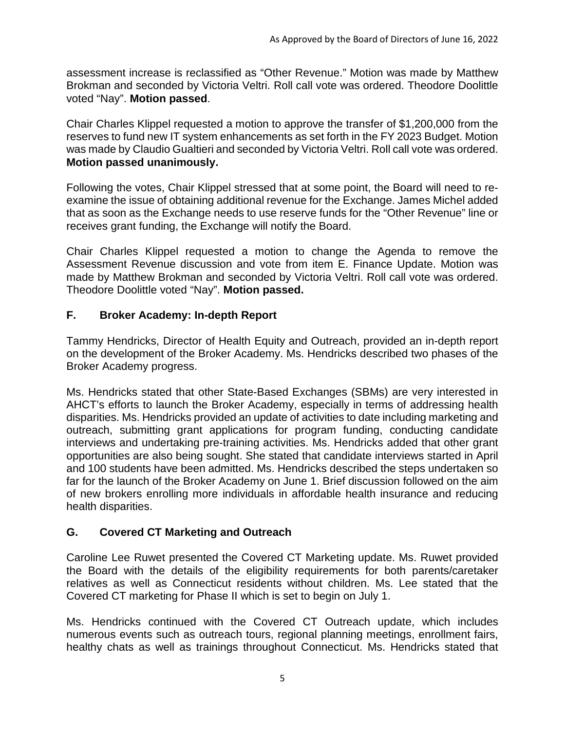assessment increase is reclassified as "Other Revenue." Motion was made by Matthew Brokman and seconded by Victoria Veltri. Roll call vote was ordered. Theodore Doolittle voted "Nay". **Motion passed**.

Chair Charles Klippel requested a motion to approve the transfer of $1,200,000 from the reserves to fund new IT system enhancements as set forth in the FY 2023 Budget. Motion was made by Claudio Gualtieri and seconded by Victoria Veltri. Roll call vote was ordered. **Motion passed unanimously.**

Following the votes, Chair Klippel stressed that at some point, the Board will need to re-examine the issue of obtaining additional revenue for the Exchange. James Michel added that as soon as the Exchange needs to use reserve funds for the "Other Revenue" line or receives grant funding, the Exchange will notify the Board.

Chair Charles Klippel requested a motion to change the Agenda to remove the Assessment Revenue discussion and vote from item E. Finance Update. Motion was made by Matthew Brokman and seconded by Victoria Veltri. Roll call vote was ordered. Theodore Doolittle voted "Nay". **Motion passed.**

## F. Broker Academy: In-depth Report

Tammy Hendricks, Director of Health Equity and Outreach, provided an in-depth report on the development of the Broker Academy. Ms. Hendricks described two phases of the Broker Academy progress.

Ms. Hendricks stated that other State-Based Exchanges (SBMs) are very interested in AHCT's efforts to launch the Broker Academy, especially in terms of addressing health disparities. Ms. Hendricks provided an update of activities to date including marketing and outreach, submitting grant applications for program funding, conducting candidate interviews and undertaking pre-training activities. Ms. Hendricks added that other grant opportunities are also being sought. She stated that candidate interviews started in April and 100 students have been admitted. Ms. Hendricks described the steps undertaken so far for the launch of the Broker Academy on June 1. Brief discussion followed on the aim of new brokers enrolling more individuals in affordable health insurance and reducing health disparities.

## G. Covered CT Marketing and Outreach

Caroline Lee Ruwet presented the Covered CT Marketing update. Ms. Ruwet provided the Board with the details of the eligibility requirements for both parents/caretaker relatives as well as Connecticut residents without children. Ms. Lee stated that the Covered CT marketing for Phase II which is set to begin on July 1.

Ms. Hendricks continued with the Covered CT Outreach update, which includes numerous events such as outreach tours, regional planning meetings, enrollment fairs, healthy chats as well as trainings throughout Connecticut. Ms. Hendricks stated that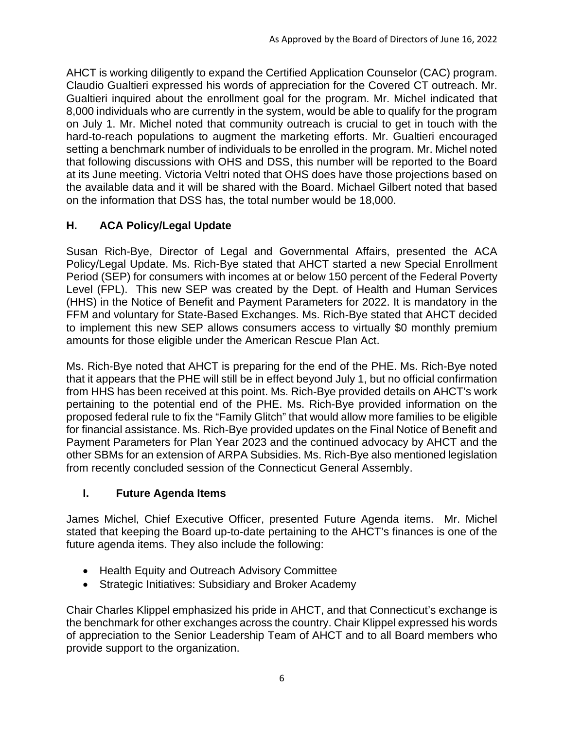AHCT is working diligently to expand the Certified Application Counselor (CAC) program. Claudio Gualtieri expressed his words of appreciation for the Covered CT outreach. Mr. Gualtieri inquired about the enrollment goal for the program. Mr. Michel indicated that 8,000 individuals who are currently in the system, would be able to qualify for the program on July 1. Mr. Michel noted that community outreach is crucial to get in touch with the hard-to-reach populations to augment the marketing efforts. Mr. Gualtieri encouraged setting a benchmark number of individuals to be enrolled in the program. Mr. Michel noted that following discussions with OHS and DSS, this number will be reported to the Board at its June meeting. Victoria Veltri noted that OHS does have those projections based on the available data and it will be shared with the Board. Michael Gilbert noted that based on the information that DSS has, the total number would be 18,000.

## H. ACA Policy/Legal Update

Susan Rich-Bye, Director of Legal and Governmental Affairs, presented the ACA Policy/Legal Update. Ms. Rich-Bye stated that AHCT started a new Special Enrollment Period (SEP) for consumers with incomes at or below 150 percent of the Federal Poverty Level (FPL). This new SEP was created by the Dept. of Health and Human Services (HHS) in the Notice of Benefit and Payment Parameters for 2022. It is mandatory in the FFM and voluntary for State-Based Exchanges. Ms. Rich-Bye stated that AHCT decided to implement this new SEP allows consumers access to virtually $0 monthly premium amounts for those eligible under the American Rescue Plan Act.

Ms. Rich-Bye noted that AHCT is preparing for the end of the PHE. Ms. Rich-Bye noted that it appears that the PHE will still be in effect beyond July 1, but no official confirmation from HHS has been received at this point. Ms. Rich-Bye provided details on AHCT's work pertaining to the potential end of the PHE. Ms. Rich-Bye provided information on the proposed federal rule to fix the "Family Glitch" that would allow more families to be eligible for financial assistance. Ms. Rich-Bye provided updates on the Final Notice of Benefit and Payment Parameters for Plan Year 2023 and the continued advocacy by AHCT and the other SBMs for an extension of ARPA Subsidies. Ms. Rich-Bye also mentioned legislation from recently concluded session of the Connecticut General Assembly.

## I. Future Agenda Items

James Michel, Chief Executive Officer, presented Future Agenda items. Mr. Michel stated that keeping the Board up-to-date pertaining to the AHCT's finances is one of the future agenda items. They also include the following:

- Health Equity and Outreach Advisory Committee
- Strategic Initiatives: Subsidiary and Broker Academy

Chair Charles Klippel emphasized his pride in AHCT, and that Connecticut's exchange is the benchmark for other exchanges across the country. Chair Klippel expressed his words of appreciation to the Senior Leadership Team of AHCT and to all Board members who provide support to the organization.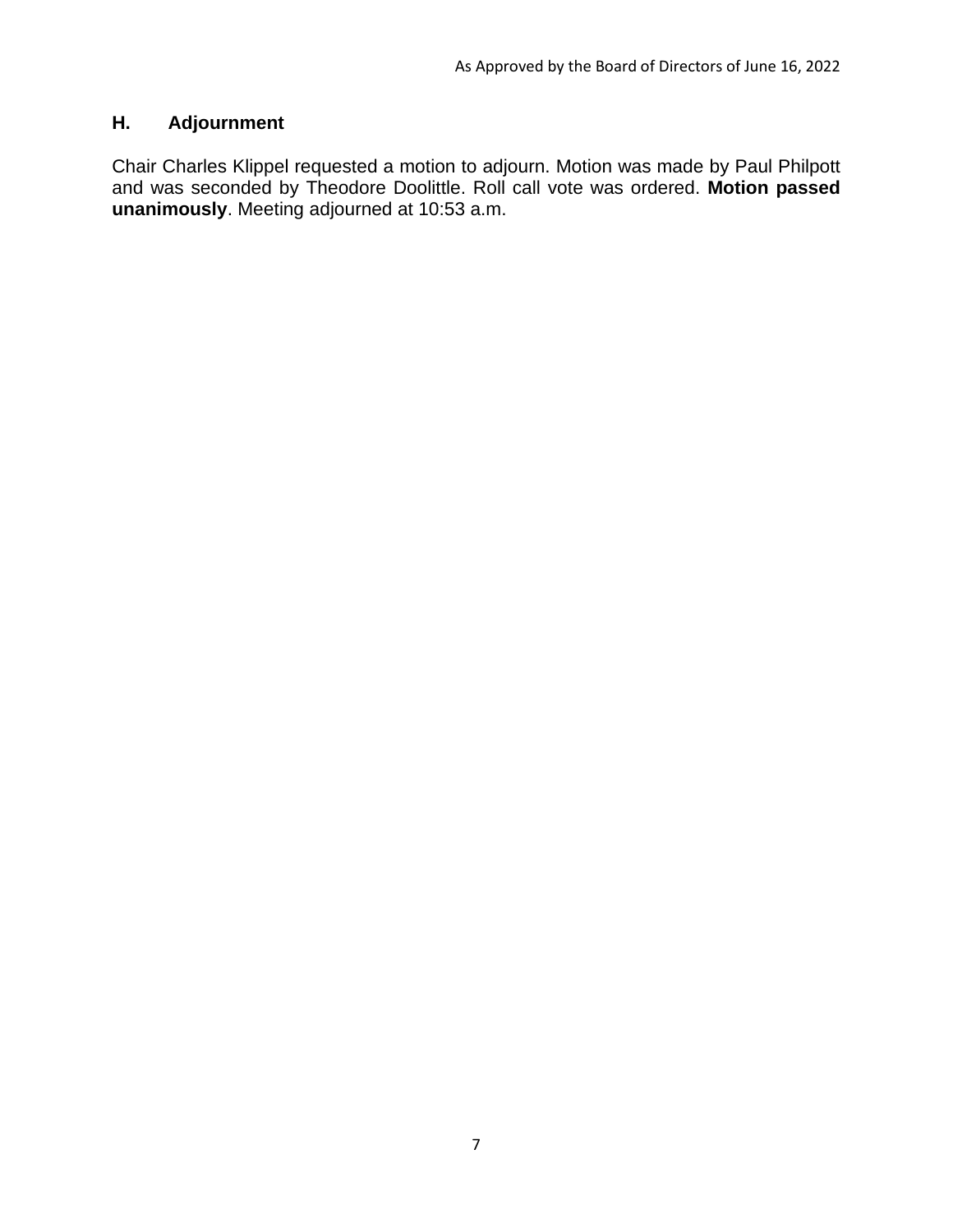## H. Adjournment

Chair Charles Klippel requested a motion to adjourn. Motion was made by Paul Philpott and was seconded by Theodore Doolittle. Roll call vote was ordered. **Motion passed unanimously**. Meeting adjourned at 10:53 a.m.